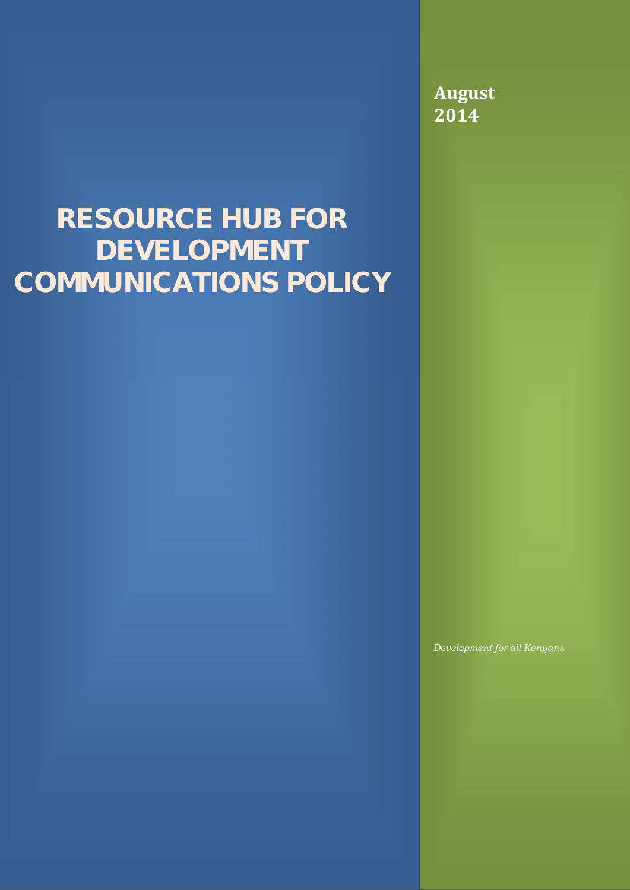# RESOURCE HUB FOR DEVELOPMENT COMMUNICATIONS POLICY

**August 2014**

*Development for all Kenyans*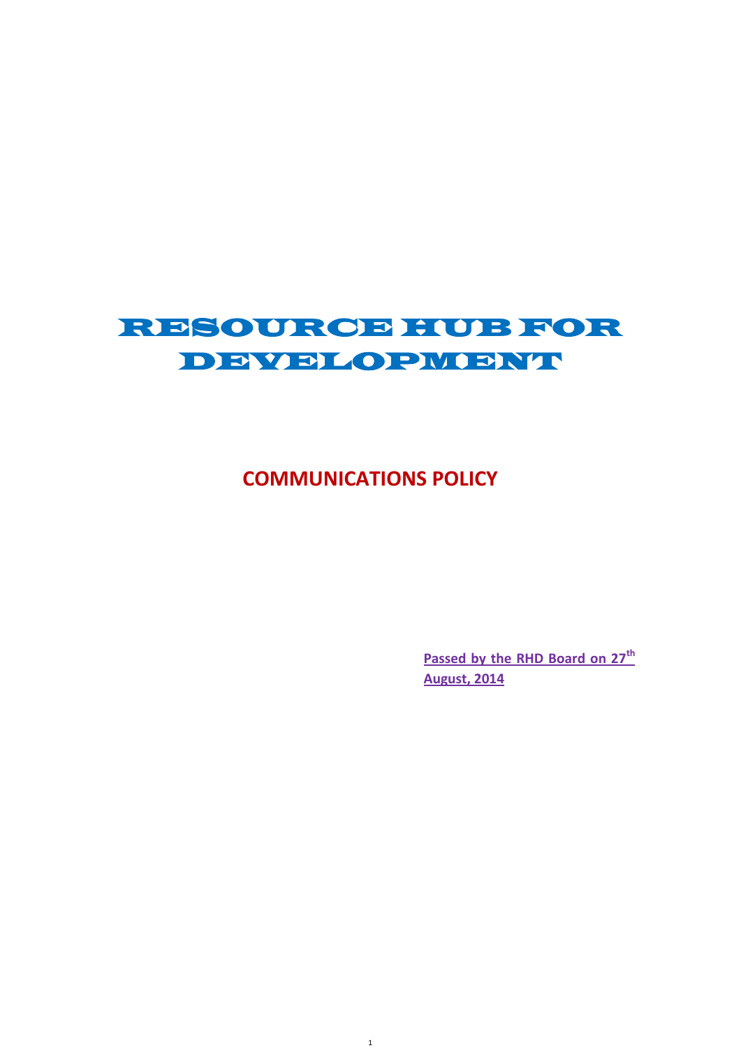# RESOURCE HUB FOR DEVELOPMENT

## COMMUNICATIONS POLICY

**Passed by the RHD Board on 27th August, 2014**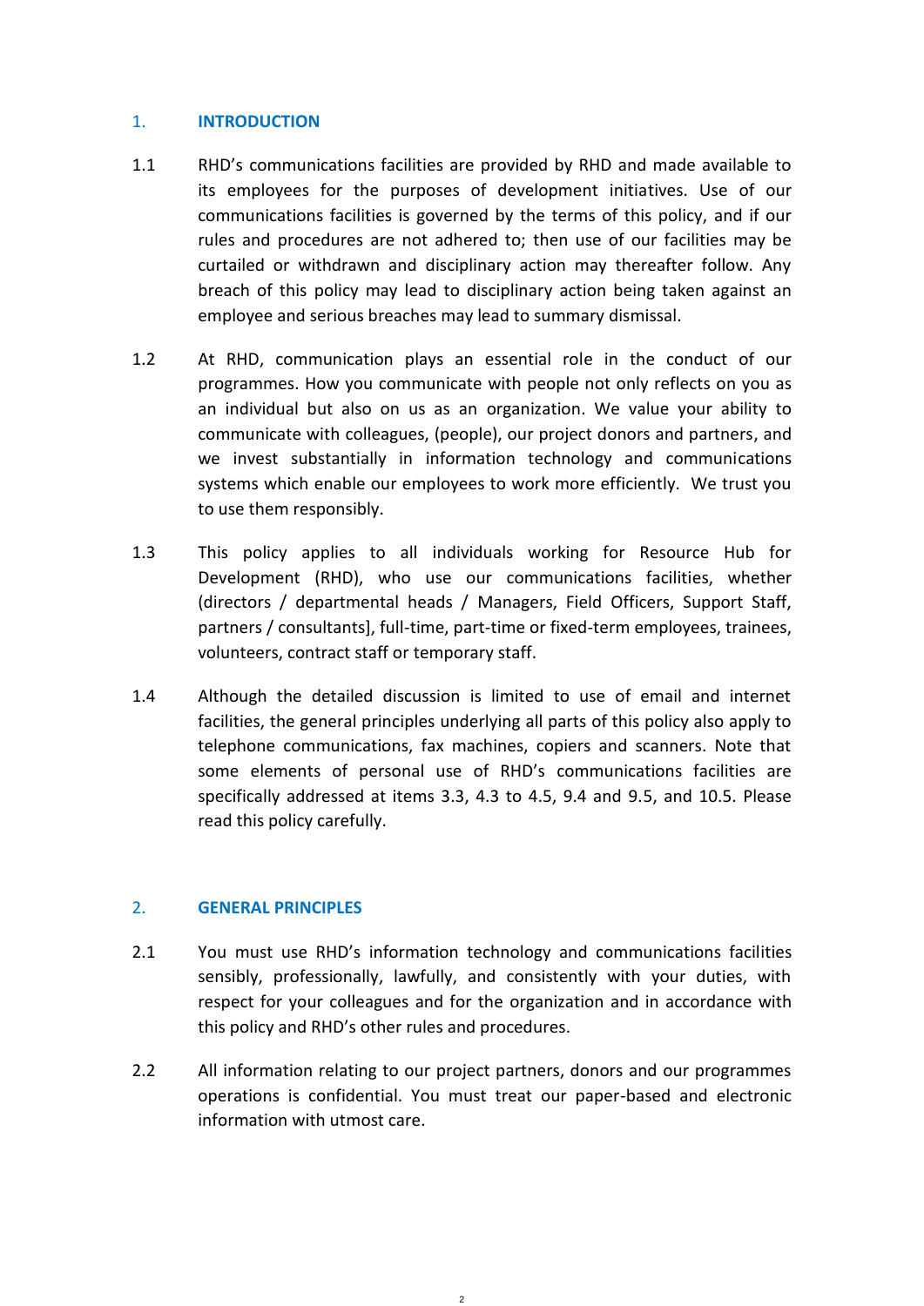## 1. INTRODUCTION

1.1 RHD's communications facilities are provided by RHD and made available to its employees for the purposes of development initiatives. Use of our communications facilities is governed by the terms of this policy, and if our rules and procedures are not adhered to; then use of our facilities may be curtailed or withdrawn and disciplinary action may thereafter follow. Any breach of this policy may lead to disciplinary action being taken against an employee and serious breaches may lead to summary dismissal.

1.2 At RHD, communication plays an essential role in the conduct of our programmes. How you communicate with people not only reflects on you as an individual but also on us as an organization. We value your ability to communicate with colleagues, (people), our project donors and partners, and we invest substantially in information technology and communications systems which enable our employees to work more efficiently. We trust you to use them responsibly.

1.3 This policy applies to all individuals working for Resource Hub for Development (RHD), who use our communications facilities, whether (directors / departmental heads / Managers, Field Officers, Support Staff, partners / consultants], full-time, part-time or fixed-term employees, trainees, volunteers, contract staff or temporary staff.

1.4 Although the detailed discussion is limited to use of email and internet facilities, the general principles underlying all parts of this policy also apply to telephone communications, fax machines, copiers and scanners. Note that some elements of personal use of RHD's communications facilities are specifically addressed at items 3.3, 4.3 to 4.5, 9.4 and 9.5, and 10.5. Please read this policy carefully.

## 2. GENERAL PRINCIPLES

2.1 You must use RHD's information technology and communications facilities sensibly, professionally, lawfully, and consistently with your duties, with respect for your colleagues and for the organization and in accordance with this policy and RHD's other rules and procedures.

2.2 All information relating to our project partners, donors and our programmes operations is confidential. You must treat our paper-based and electronic information with utmost care.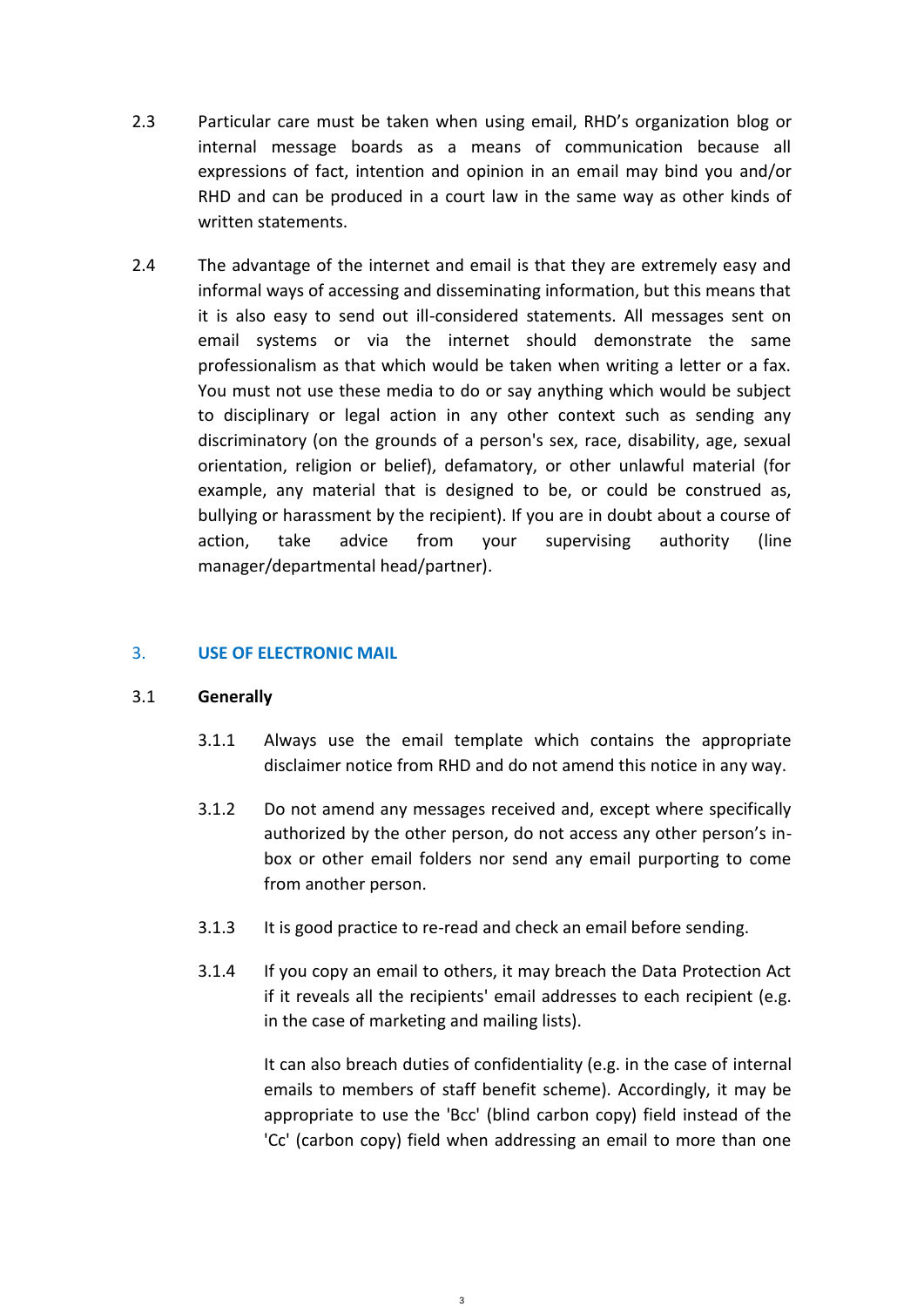2.3 Particular care must be taken when using email, RHD's organization blog or internal message boards as a means of communication because all expressions of fact, intention and opinion in an email may bind you and/or RHD and can be produced in a court law in the same way as other kinds of written statements.

2.4 The advantage of the internet and email is that they are extremely easy and informal ways of accessing and disseminating information, but this means that it is also easy to send out ill-considered statements. All messages sent on email systems or via the internet should demonstrate the same professionalism as that which would be taken when writing a letter or a fax. You must not use these media to do or say anything which would be subject to disciplinary or legal action in any other context such as sending any discriminatory (on the grounds of a person's sex, race, disability, age, sexual orientation, religion or belief), defamatory, or other unlawful material (for example, any material that is designed to be, or could be construed as, bullying or harassment by the recipient). If you are in doubt about a course of action, take advice from your supervising authority (line manager/departmental head/partner).

## 3. USE OF ELECTRONIC MAIL

### 3.1 Generally

3.1.1 Always use the email template which contains the appropriate disclaimer notice from RHD and do not amend this notice in any way.

3.1.2 Do not amend any messages received and, except where specifically authorized by the other person, do not access any other person's in-box or other email folders nor send any email purporting to come from another person.

3.1.3 It is good practice to re-read and check an email before sending.

3.1.4 If you copy an email to others, it may breach the Data Protection Act if it reveals all the recipients' email addresses to each recipient (e.g. in the case of marketing and mailing lists).

It can also breach duties of confidentiality (e.g. in the case of internal emails to members of staff benefit scheme). Accordingly, it may be appropriate to use the 'Bcc' (blind carbon copy) field instead of the 'Cc' (carbon copy) field when addressing an email to more than one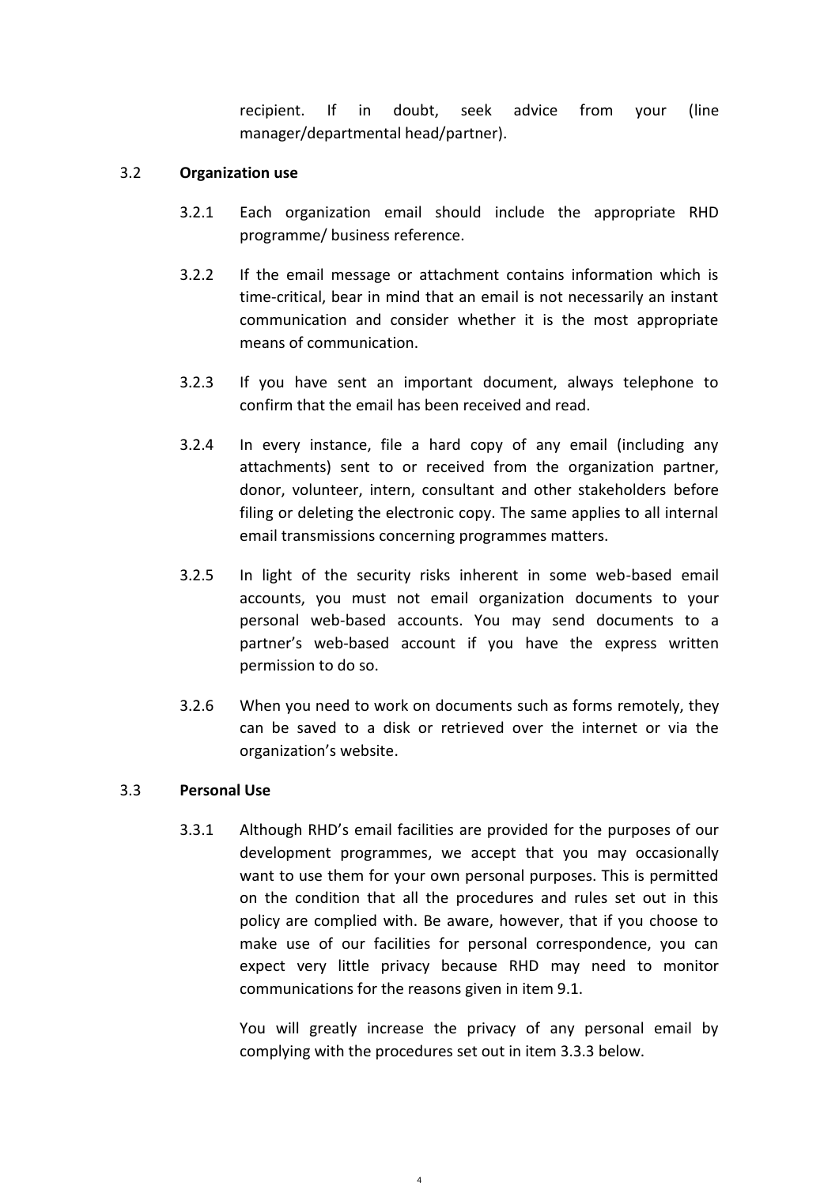recipient. If in doubt, seek advice from your (line manager/departmental head/partner).

3.2 **Organization use**

3.2.1 Each organization email should include the appropriate RHD programme/ business reference.

3.2.2 If the email message or attachment contains information which is time-critical, bear in mind that an email is not necessarily an instant communication and consider whether it is the most appropriate means of communication.

3.2.3 If you have sent an important document, always telephone to confirm that the email has been received and read.

3.2.4 In every instance, file a hard copy of any email (including any attachments) sent to or received from the organization partner, donor, volunteer, intern, consultant and other stakeholders before filing or deleting the electronic copy. The same applies to all internal email transmissions concerning programmes matters.

3.2.5 In light of the security risks inherent in some web-based email accounts, you must not email organization documents to your personal web-based accounts. You may send documents to a partner's web-based account if you have the express written permission to do so.

3.2.6 When you need to work on documents such as forms remotely, they can be saved to a disk or retrieved over the internet or via the organization's website.

3.3 **Personal Use**

3.3.1 Although RHD's email facilities are provided for the purposes of our development programmes, we accept that you may occasionally want to use them for your own personal purposes. This is permitted on the condition that all the procedures and rules set out in this policy are complied with. Be aware, however, that if you choose to make use of our facilities for personal correspondence, you can expect very little privacy because RHD may need to monitor communications for the reasons given in item 9.1.

You will greatly increase the privacy of any personal email by complying with the procedures set out in item 3.3.3 below.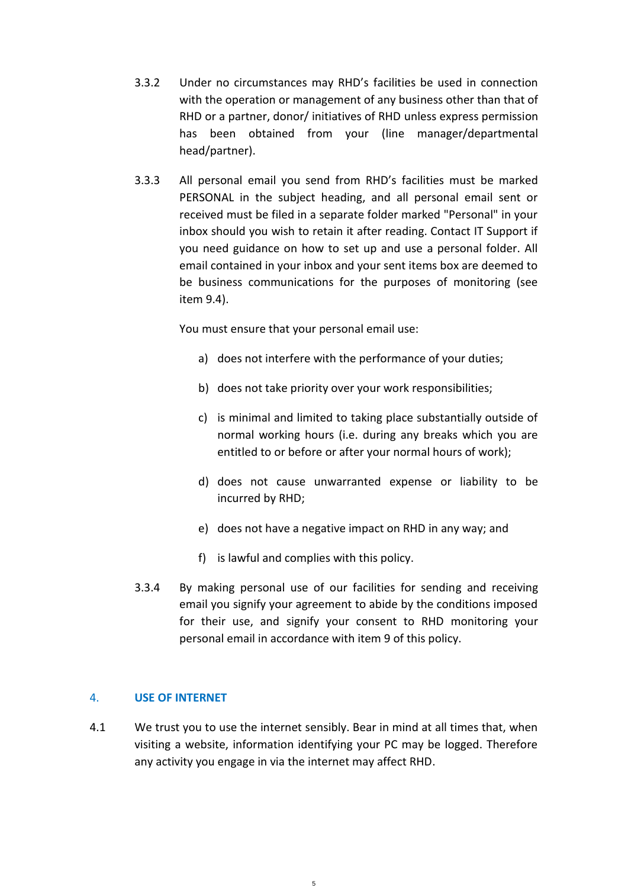3.3.2 Under no circumstances may RHD's facilities be used in connection with the operation or management of any business other than that of RHD or a partner, donor/ initiatives of RHD unless express permission has been obtained from your (line manager/departmental head/partner).

3.3.3 All personal email you send from RHD's facilities must be marked PERSONAL in the subject heading, and all personal email sent or received must be filed in a separate folder marked "Personal" in your inbox should you wish to retain it after reading. Contact IT Support if you need guidance on how to set up and use a personal folder. All email contained in your inbox and your sent items box are deemed to be business communications for the purposes of monitoring (see item 9.4).

You must ensure that your personal email use:

a) does not interfere with the performance of your duties;

b) does not take priority over your work responsibilities;

c) is minimal and limited to taking place substantially outside of normal working hours (i.e. during any breaks which you are entitled to or before or after your normal hours of work);

d) does not cause unwarranted expense or liability to be incurred by RHD;

e) does not have a negative impact on RHD in any way; and

f) is lawful and complies with this policy.

3.3.4 By making personal use of our facilities for sending and receiving email you signify your agreement to abide by the conditions imposed for their use, and signify your consent to RHD monitoring your personal email in accordance with item 9 of this policy.

## 4. USE OF INTERNET

4.1 We trust you to use the internet sensibly. Bear in mind at all times that, when visiting a website, information identifying your PC may be logged. Therefore any activity you engage in via the internet may affect RHD.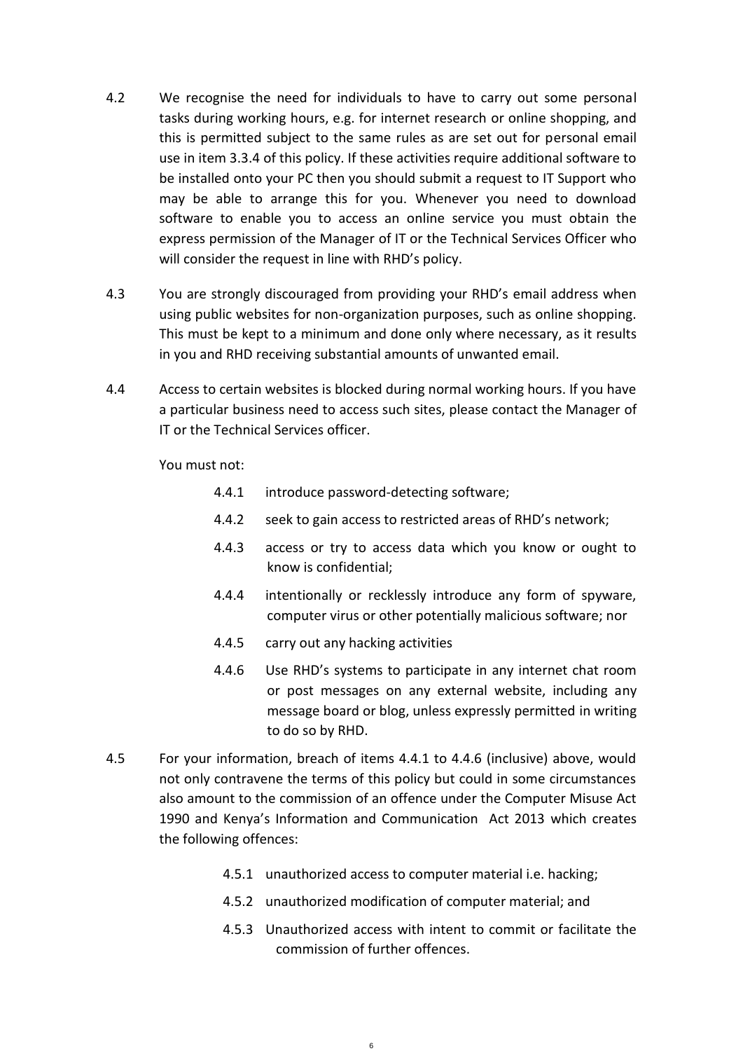4.2 We recognise the need for individuals to have to carry out some personal tasks during working hours, e.g. for internet research or online shopping, and this is permitted subject to the same rules as are set out for personal email use in item 3.3.4 of this policy. If these activities require additional software to be installed onto your PC then you should submit a request to IT Support who may be able to arrange this for you. Whenever you need to download software to enable you to access an online service you must obtain the express permission of the Manager of IT or the Technical Services Officer who will consider the request in line with RHD's policy.

4.3 You are strongly discouraged from providing your RHD's email address when using public websites for non-organization purposes, such as online shopping. This must be kept to a minimum and done only where necessary, as it results in you and RHD receiving substantial amounts of unwanted email.

4.4 Access to certain websites is blocked during normal working hours. If you have a particular business need to access such sites, please contact the Manager of IT or the Technical Services officer.

You must not:

- 4.4.1 introduce password-detecting software;
- 4.4.2 seek to gain access to restricted areas of RHD's network;
- 4.4.3 access or try to access data which you know or ought to know is confidential;
- 4.4.4 intentionally or recklessly introduce any form of spyware, computer virus or other potentially malicious software; nor
- 4.4.5 carry out any hacking activities
- 4.4.6 Use RHD's systems to participate in any internet chat room or post messages on any external website, including any message board or blog, unless expressly permitted in writing to do so by RHD.

4.5 For your information, breach of items 4.4.1 to 4.4.6 (inclusive) above, would not only contravene the terms of this policy but could in some circumstances also amount to the commission of an offence under the Computer Misuse Act 1990 and Kenya's Information and Communication Act 2013 which creates the following offences:

- 4.5.1 unauthorized access to computer material i.e. hacking;
- 4.5.2 unauthorized modification of computer material; and
- 4.5.3 Unauthorized access with intent to commit or facilitate the commission of further offences.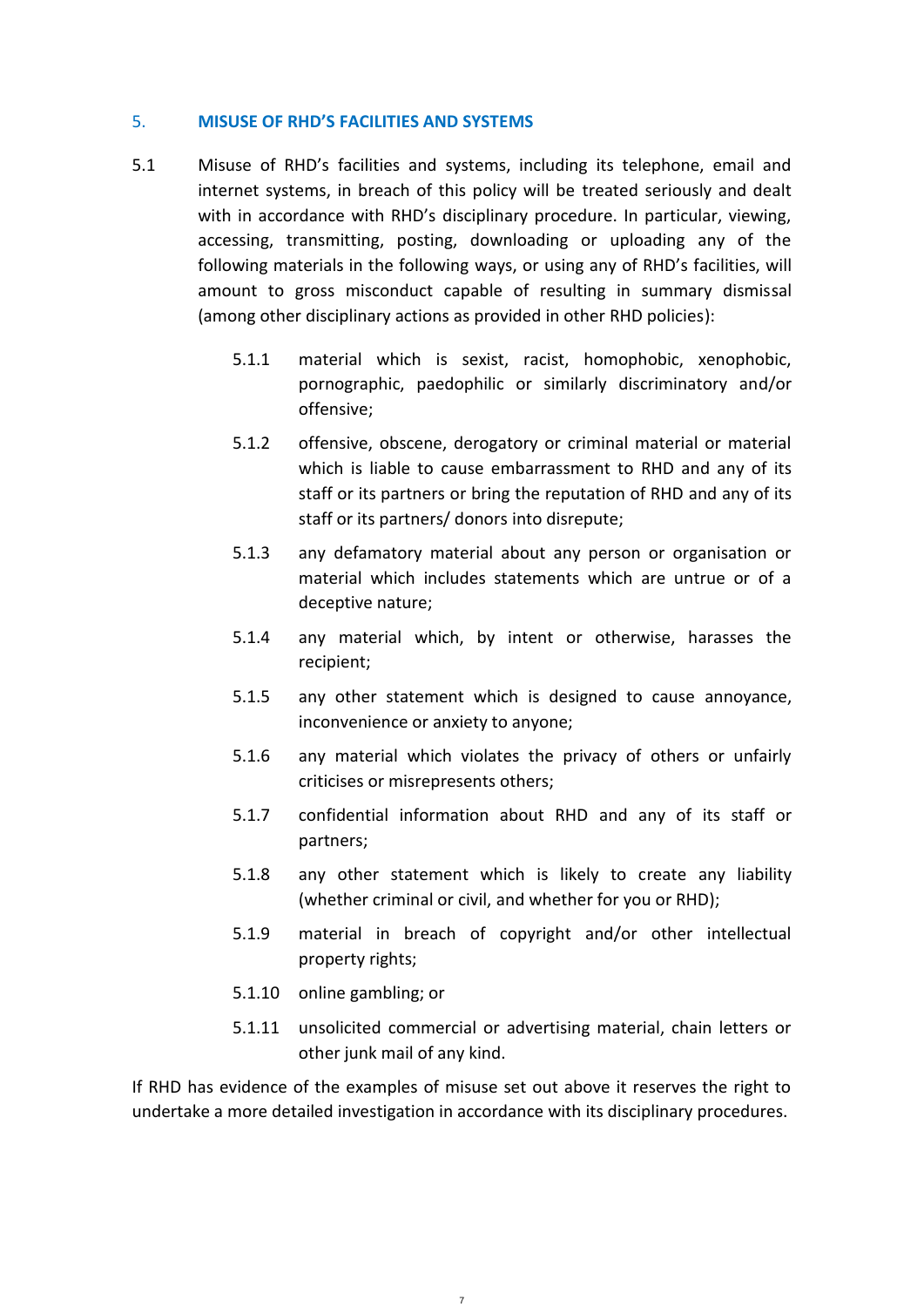## 5. MISUSE OF RHD'S FACILITIES AND SYSTEMS

5.1 Misuse of RHD's facilities and systems, including its telephone, email and internet systems, in breach of this policy will be treated seriously and dealt with in accordance with RHD's disciplinary procedure. In particular, viewing, accessing, transmitting, posting, downloading or uploading any of the following materials in the following ways, or using any of RHD's facilities, will amount to gross misconduct capable of resulting in summary dismissal (among other disciplinary actions as provided in other RHD policies):

- 5.1.1 material which is sexist, racist, homophobic, xenophobic, pornographic, paedophilic or similarly discriminatory and/or offensive;
- 5.1.2 offensive, obscene, derogatory or criminal material or material which is liable to cause embarrassment to RHD and any of its staff or its partners or bring the reputation of RHD and any of its staff or its partners/ donors into disrepute;
- 5.1.3 any defamatory material about any person or organisation or material which includes statements which are untrue or of a deceptive nature;
- 5.1.4 any material which, by intent or otherwise, harasses the recipient;
- 5.1.5 any other statement which is designed to cause annoyance, inconvenience or anxiety to anyone;
- 5.1.6 any material which violates the privacy of others or unfairly criticises or misrepresents others;
- 5.1.7 confidential information about RHD and any of its staff or partners;
- 5.1.8 any other statement which is likely to create any liability (whether criminal or civil, and whether for you or RHD);
- 5.1.9 material in breach of copyright and/or other intellectual property rights;
- 5.1.10 online gambling; or
- 5.1.11 unsolicited commercial or advertising material, chain letters or other junk mail of any kind.

If RHD has evidence of the examples of misuse set out above it reserves the right to undertake a more detailed investigation in accordance with its disciplinary procedures.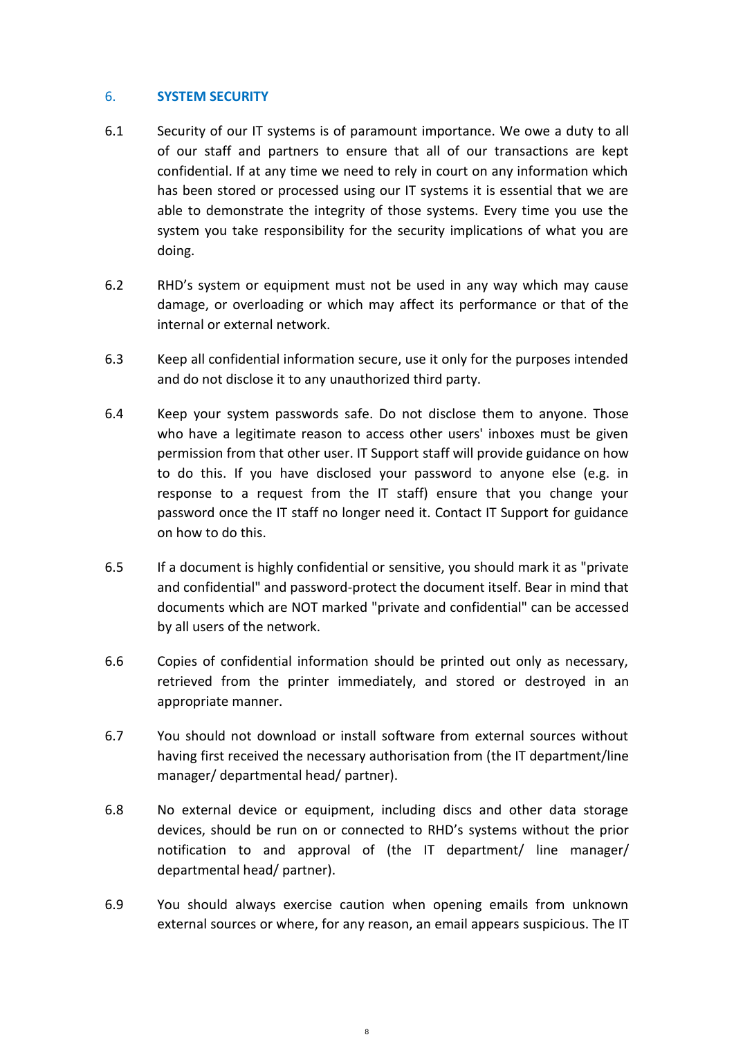## 6. SYSTEM SECURITY

6.1 Security of our IT systems is of paramount importance. We owe a duty to all of our staff and partners to ensure that all of our transactions are kept confidential. If at any time we need to rely in court on any information which has been stored or processed using our IT systems it is essential that we are able to demonstrate the integrity of those systems. Every time you use the system you take responsibility for the security implications of what you are doing.

6.2 RHD's system or equipment must not be used in any way which may cause damage, or overloading or which may affect its performance or that of the internal or external network.

6.3 Keep all confidential information secure, use it only for the purposes intended and do not disclose it to any unauthorized third party.

6.4 Keep your system passwords safe. Do not disclose them to anyone. Those who have a legitimate reason to access other users' inboxes must be given permission from that other user. IT Support staff will provide guidance on how to do this. If you have disclosed your password to anyone else (e.g. in response to a request from the IT staff) ensure that you change your password once the IT staff no longer need it. Contact IT Support for guidance on how to do this.

6.5 If a document is highly confidential or sensitive, you should mark it as "private and confidential" and password-protect the document itself. Bear in mind that documents which are NOT marked "private and confidential" can be accessed by all users of the network.

6.6 Copies of confidential information should be printed out only as necessary, retrieved from the printer immediately, and stored or destroyed in an appropriate manner.

6.7 You should not download or install software from external sources without having first received the necessary authorisation from (the IT department/line manager/ departmental head/ partner).

6.8 No external device or equipment, including discs and other data storage devices, should be run on or connected to RHD's systems without the prior notification to and approval of (the IT department/ line manager/ departmental head/ partner).

6.9 You should always exercise caution when opening emails from unknown external sources or where, for any reason, an email appears suspicious. The IT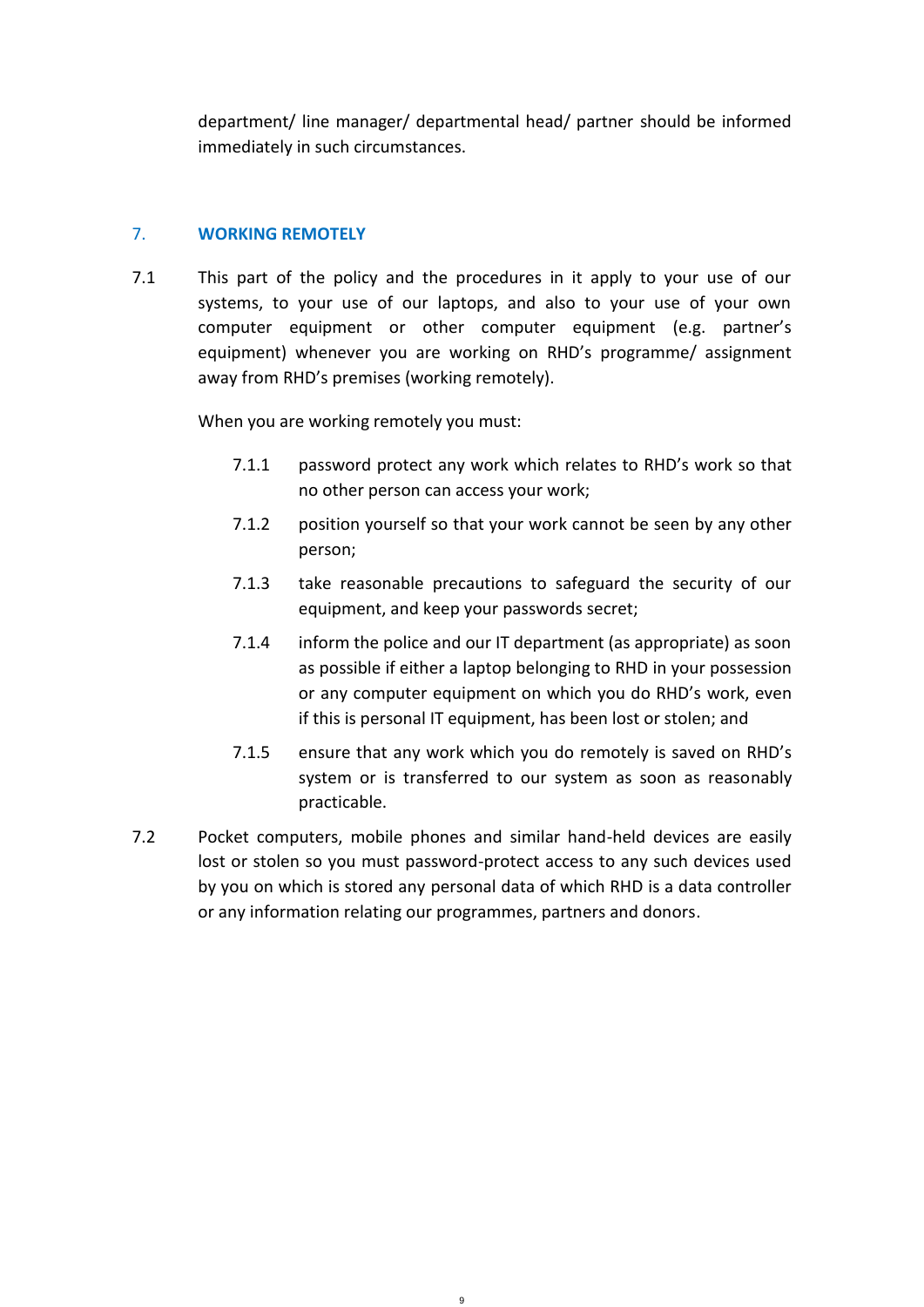department/ line manager/ departmental head/ partner should be informed immediately in such circumstances.

## 7. WORKING REMOTELY

7.1 This part of the policy and the procedures in it apply to your use of our systems, to your use of our laptops, and also to your use of your own computer equipment or other computer equipment (e.g. partner's equipment) whenever you are working on RHD's programme/ assignment away from RHD's premises (working remotely).

When you are working remotely you must:

7.1.1 password protect any work which relates to RHD's work so that no other person can access your work;

7.1.2 position yourself so that your work cannot be seen by any other person;

7.1.3 take reasonable precautions to safeguard the security of our equipment, and keep your passwords secret;

7.1.4 inform the police and our IT department (as appropriate) as soon as possible if either a laptop belonging to RHD in your possession or any computer equipment on which you do RHD's work, even if this is personal IT equipment, has been lost or stolen; and

7.1.5 ensure that any work which you do remotely is saved on RHD's system or is transferred to our system as soon as reasonably practicable.

7.2 Pocket computers, mobile phones and similar hand-held devices are easily lost or stolen so you must password-protect access to any such devices used by you on which is stored any personal data of which RHD is a data controller or any information relating our programmes, partners and donors.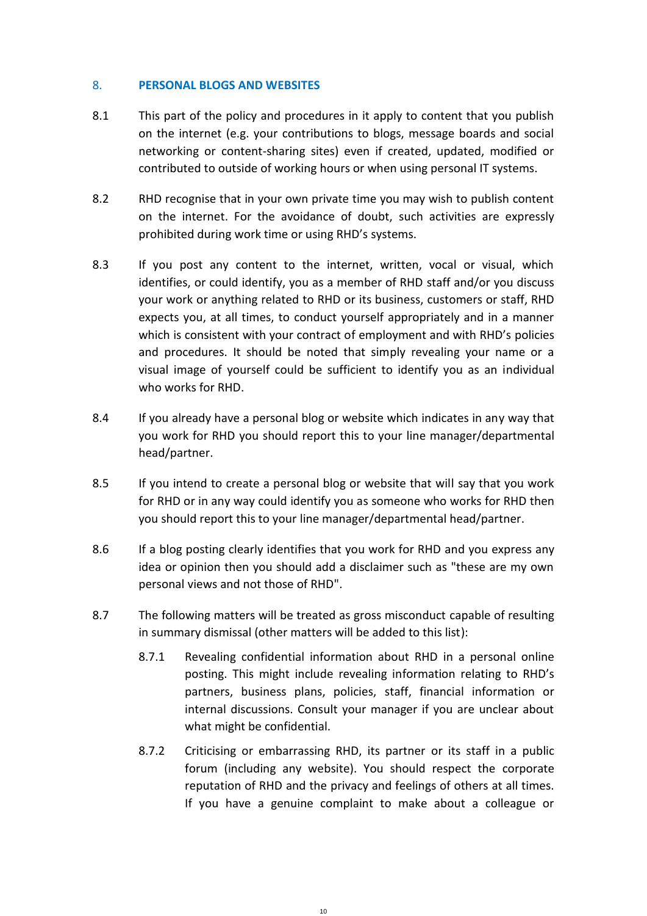## 8. PERSONAL BLOGS AND WEBSITES

8.1 This part of the policy and procedures in it apply to content that you publish on the internet (e.g. your contributions to blogs, message boards and social networking or content-sharing sites) even if created, updated, modified or contributed to outside of working hours or when using personal IT systems.

8.2 RHD recognise that in your own private time you may wish to publish content on the internet. For the avoidance of doubt, such activities are expressly prohibited during work time or using RHD's systems.

8.3 If you post any content to the internet, written, vocal or visual, which identifies, or could identify, you as a member of RHD staff and/or you discuss your work or anything related to RHD or its business, customers or staff, RHD expects you, at all times, to conduct yourself appropriately and in a manner which is consistent with your contract of employment and with RHD's policies and procedures. It should be noted that simply revealing your name or a visual image of yourself could be sufficient to identify you as an individual who works for RHD.

8.4 If you already have a personal blog or website which indicates in any way that you work for RHD you should report this to your line manager/departmental head/partner.

8.5 If you intend to create a personal blog or website that will say that you work for RHD or in any way could identify you as someone who works for RHD then you should report this to your line manager/departmental head/partner.

8.6 If a blog posting clearly identifies that you work for RHD and you express any idea or opinion then you should add a disclaimer such as "these are my own personal views and not those of RHD".

8.7 The following matters will be treated as gross misconduct capable of resulting in summary dismissal (other matters will be added to this list):

8.7.1 Revealing confidential information about RHD in a personal online posting. This might include revealing information relating to RHD's partners, business plans, policies, staff, financial information or internal discussions. Consult your manager if you are unclear about what might be confidential.

8.7.2 Criticising or embarrassing RHD, its partner or its staff in a public forum (including any website). You should respect the corporate reputation of RHD and the privacy and feelings of others at all times. If you have a genuine complaint to make about a colleague or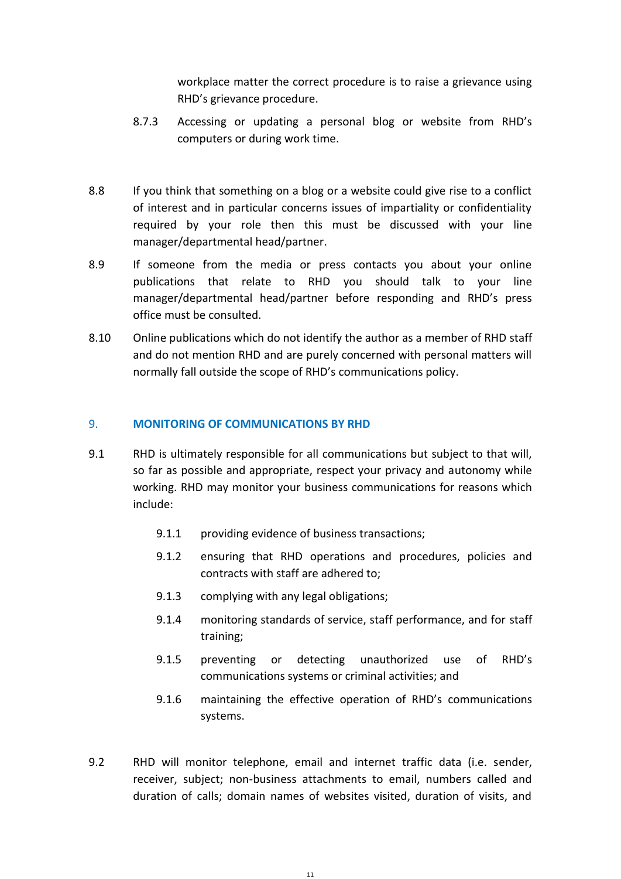workplace matter the correct procedure is to raise a grievance using RHD's grievance procedure.

8.7.3 Accessing or updating a personal blog or website from RHD's computers or during work time.

8.8 If you think that something on a blog or a website could give rise to a conflict of interest and in particular concerns issues of impartiality or confidentiality required by your role then this must be discussed with your line manager/departmental head/partner.

8.9 If someone from the media or press contacts you about your online publications that relate to RHD you should talk to your line manager/departmental head/partner before responding and RHD's press office must be consulted.

8.10 Online publications which do not identify the author as a member of RHD staff and do not mention RHD and are purely concerned with personal matters will normally fall outside the scope of RHD's communications policy.

## 9. MONITORING OF COMMUNICATIONS BY RHD

9.1 RHD is ultimately responsible for all communications but subject to that will, so far as possible and appropriate, respect your privacy and autonomy while working. RHD may monitor your business communications for reasons which include:

- 9.1.1 providing evidence of business transactions;
- 9.1.2 ensuring that RHD operations and procedures, policies and contracts with staff are adhered to;
- 9.1.3 complying with any legal obligations;
- 9.1.4 monitoring standards of service, staff performance, and for staff training;
- 9.1.5 preventing or detecting unauthorized use of RHD's communications systems or criminal activities; and
- 9.1.6 maintaining the effective operation of RHD's communications systems.

9.2 RHD will monitor telephone, email and internet traffic data (i.e. sender, receiver, subject; non-business attachments to email, numbers called and duration of calls; domain names of websites visited, duration of visits, and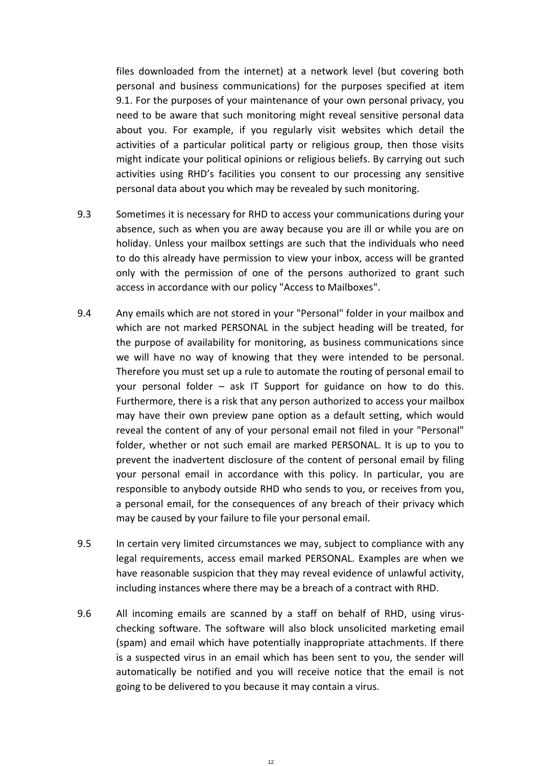files downloaded from the internet) at a network level (but covering both personal and business communications) for the purposes specified at item 9.1. For the purposes of your maintenance of your own personal privacy, you need to be aware that such monitoring might reveal sensitive personal data about you. For example, if you regularly visit websites which detail the activities of a particular political party or religious group, then those visits might indicate your political opinions or religious beliefs. By carrying out such activities using RHD's facilities you consent to our processing any sensitive personal data about you which may be revealed by such monitoring.

9.3 Sometimes it is necessary for RHD to access your communications during your absence, such as when you are away because you are ill or while you are on holiday. Unless your mailbox settings are such that the individuals who need to do this already have permission to view your inbox, access will be granted only with the permission of one of the persons authorized to grant such access in accordance with our policy "Access to Mailboxes".

9.4 Any emails which are not stored in your "Personal" folder in your mailbox and which are not marked PERSONAL in the subject heading will be treated, for the purpose of availability for monitoring, as business communications since we will have no way of knowing that they were intended to be personal. Therefore you must set up a rule to automate the routing of personal email to your personal folder – ask IT Support for guidance on how to do this. Furthermore, there is a risk that any person authorized to access your mailbox may have their own preview pane option as a default setting, which would reveal the content of any of your personal email not filed in your "Personal" folder, whether or not such email are marked PERSONAL. It is up to you to prevent the inadvertent disclosure of the content of personal email by filing your personal email in accordance with this policy. In particular, you are responsible to anybody outside RHD who sends to you, or receives from you, a personal email, for the consequences of any breach of their privacy which may be caused by your failure to file your personal email.

9.5 In certain very limited circumstances we may, subject to compliance with any legal requirements, access email marked PERSONAL. Examples are when we have reasonable suspicion that they may reveal evidence of unlawful activity, including instances where there may be a breach of a contract with RHD.

9.6 All incoming emails are scanned by a staff on behalf of RHD, using virus-checking software. The software will also block unsolicited marketing email (spam) and email which have potentially inappropriate attachments. If there is a suspected virus in an email which has been sent to you, the sender will automatically be notified and you will receive notice that the email is not going to be delivered to you because it may contain a virus.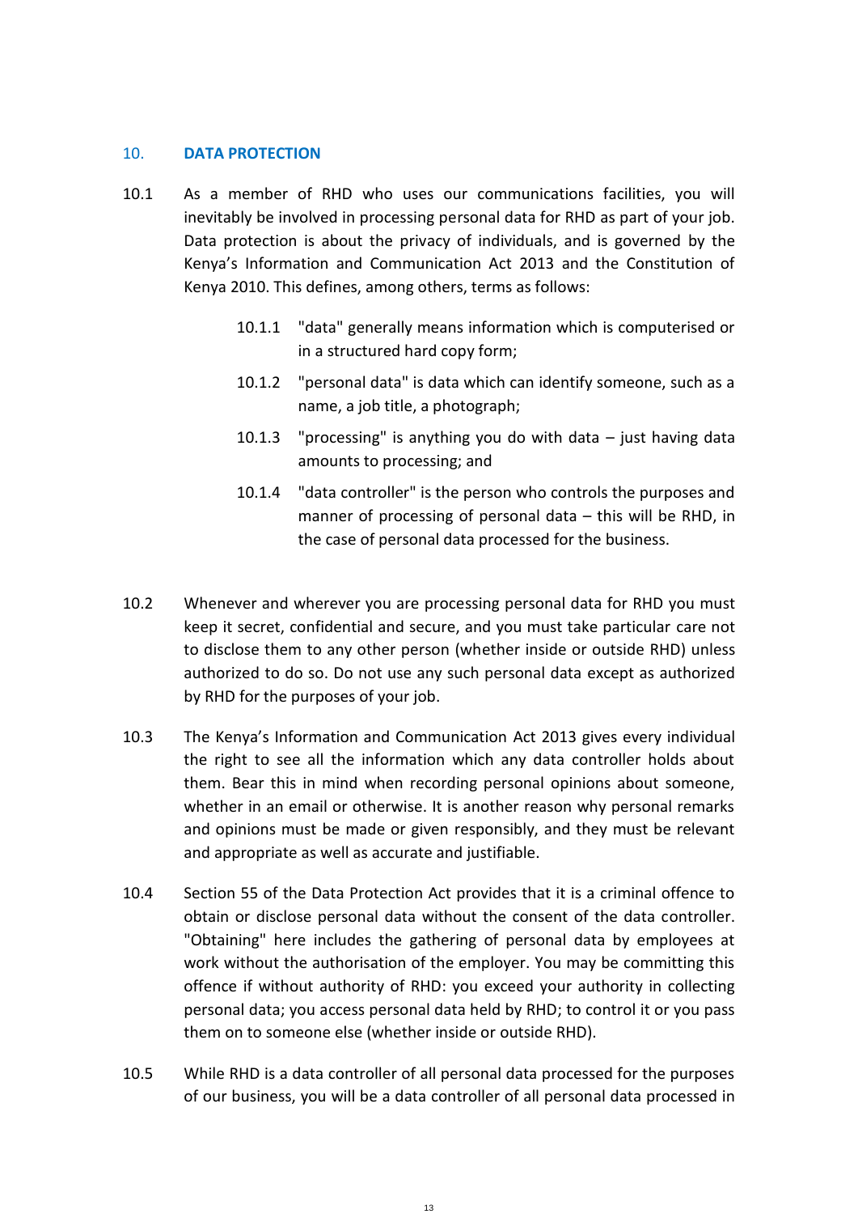## 10. DATA PROTECTION

10.1 As a member of RHD who uses our communications facilities, you will inevitably be involved in processing personal data for RHD as part of your job. Data protection is about the privacy of individuals, and is governed by the Kenya's Information and Communication Act 2013 and the Constitution of Kenya 2010. This defines, among others, terms as follows:

- 10.1.1 "data" generally means information which is computerised or in a structured hard copy form;
- 10.1.2 "personal data" is data which can identify someone, such as a name, a job title, a photograph;
- 10.1.3 "processing" is anything you do with data – just having data amounts to processing; and
- 10.1.4 "data controller" is the person who controls the purposes and manner of processing of personal data – this will be RHD, in the case of personal data processed for the business.

10.2 Whenever and wherever you are processing personal data for RHD you must keep it secret, confidential and secure, and you must take particular care not to disclose them to any other person (whether inside or outside RHD) unless authorized to do so. Do not use any such personal data except as authorized by RHD for the purposes of your job.

10.3 The Kenya's Information and Communication Act 2013 gives every individual the right to see all the information which any data controller holds about them. Bear this in mind when recording personal opinions about someone, whether in an email or otherwise. It is another reason why personal remarks and opinions must be made or given responsibly, and they must be relevant and appropriate as well as accurate and justifiable.

10.4 Section 55 of the Data Protection Act provides that it is a criminal offence to obtain or disclose personal data without the consent of the data controller. "Obtaining" here includes the gathering of personal data by employees at work without the authorisation of the employer. You may be committing this offence if without authority of RHD: you exceed your authority in collecting personal data; you access personal data held by RHD; to control it or you pass them on to someone else (whether inside or outside RHD).

10.5 While RHD is a data controller of all personal data processed for the purposes of our business, you will be a data controller of all personal data processed in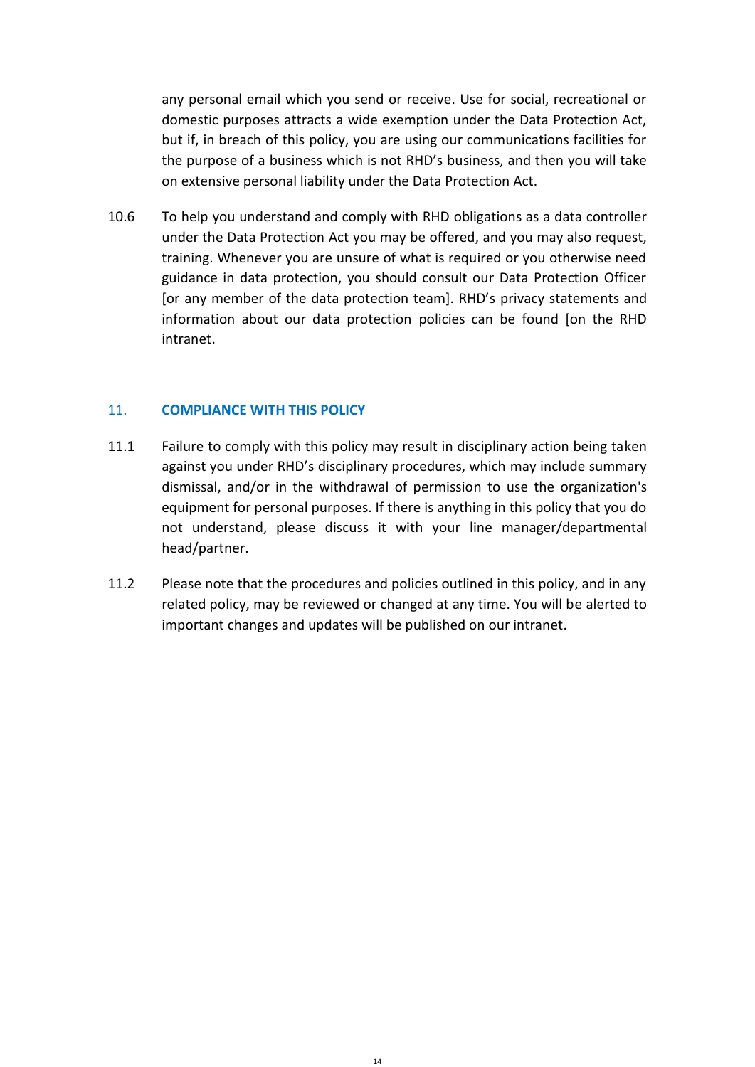any personal email which you send or receive. Use for social, recreational or domestic purposes attracts a wide exemption under the Data Protection Act, but if, in breach of this policy, you are using our communications facilities for the purpose of a business which is not RHD's business, and then you will take on extensive personal liability under the Data Protection Act.

10.6 To help you understand and comply with RHD obligations as a data controller under the Data Protection Act you may be offered, and you may also request, training. Whenever you are unsure of what is required or you otherwise need guidance in data protection, you should consult our Data Protection Officer [or any member of the data protection team]. RHD's privacy statements and information about our data protection policies can be found [on the RHD intranet.

## 11. COMPLIANCE WITH THIS POLICY

11.1 Failure to comply with this policy may result in disciplinary action being taken against you under RHD's disciplinary procedures, which may include summary dismissal, and/or in the withdrawal of permission to use the organization's equipment for personal purposes. If there is anything in this policy that you do not understand, please discuss it with your line manager/departmental head/partner.

11.2 Please note that the procedures and policies outlined in this policy, and in any related policy, may be reviewed or changed at any time. You will be alerted to important changes and updates will be published on our intranet.